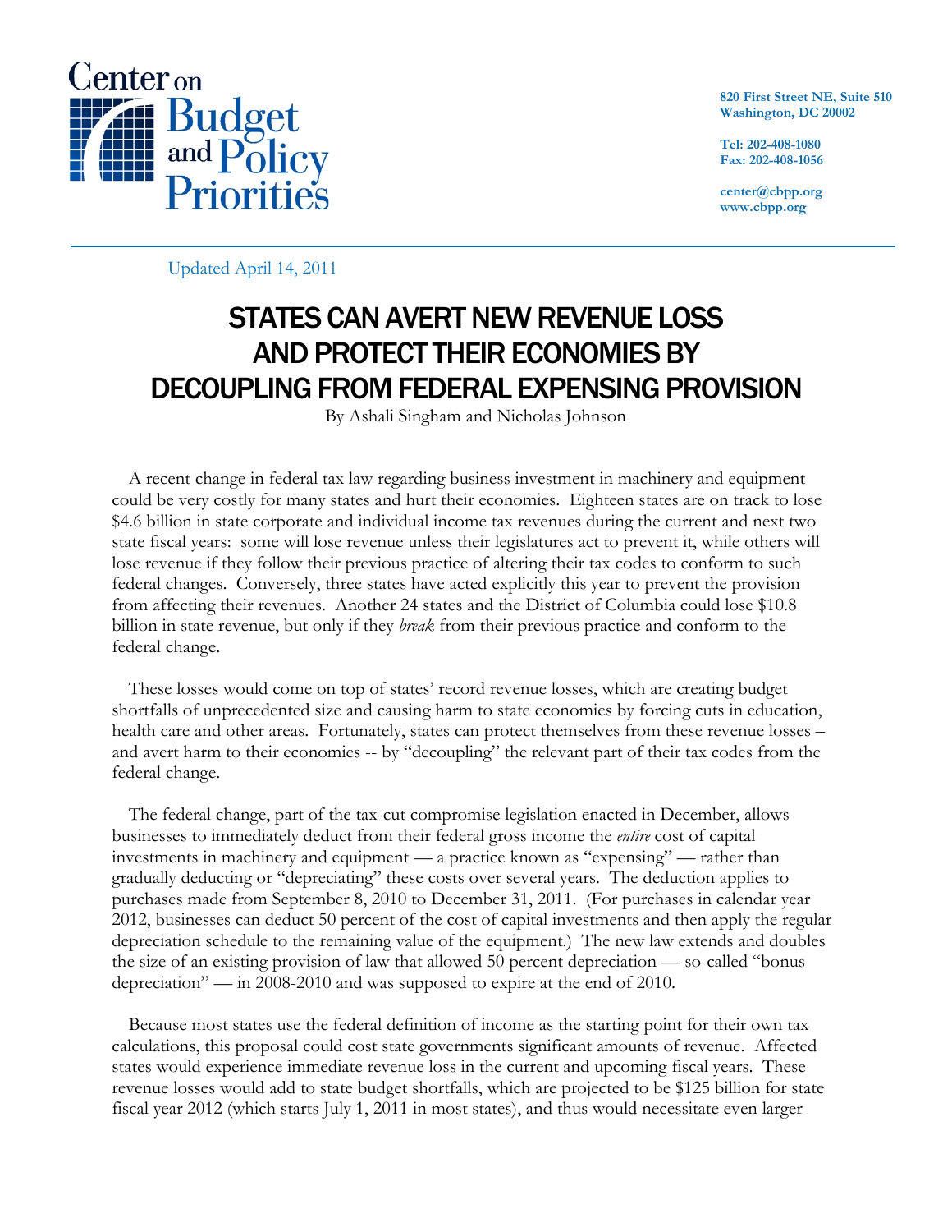Center on Budget and Policy Priorities

820 First Street NE, Suite 510
Washington, DC 20002

Tel: 202-408-1080
Fax: 202-408-1056

center@cbpp.org
www.cbpp.org

Updated April 14, 2011

# STATES CAN AVERT NEW REVENUE LOSS AND PROTECT THEIR ECONOMIES BY DECOUPLING FROM FEDERAL EXPENSING PROVISION

By Ashali Singham and Nicholas Johnson

A recent change in federal tax law regarding business investment in machinery and equipment could be very costly for many states and hurt their economies. Eighteen states are on track to lose $4.6 billion in state corporate and individual income tax revenues during the current and next two state fiscal years: some will lose revenue unless their legislatures act to prevent it, while others will lose revenue if they follow their previous practice of altering their tax codes to conform to such federal changes. Conversely, three states have acted explicitly this year to prevent the provision from affecting their revenues. Another 24 states and the District of Columbia could lose $10.8 billion in state revenue, but only if they *break* from their previous practice and conform to the federal change.

These losses would come on top of states' record revenue losses, which are creating budget shortfalls of unprecedented size and causing harm to state economies by forcing cuts in education, health care and other areas. Fortunately, states can protect themselves from these revenue losses – and avert harm to their economies -- by "decoupling" the relevant part of their tax codes from the federal change.

The federal change, part of the tax-cut compromise legislation enacted in December, allows businesses to immediately deduct from their federal gross income the *entire* cost of capital investments in machinery and equipment — a practice known as "expensing" — rather than gradually deducting or "depreciating" these costs over several years. The deduction applies to purchases made from September 8, 2010 to December 31, 2011. (For purchases in calendar year 2012, businesses can deduct 50 percent of the cost of capital investments and then apply the regular depreciation schedule to the remaining value of the equipment.) The new law extends and doubles the size of an existing provision of law that allowed 50 percent depreciation — so-called "bonus depreciation" — in 2008-2010 and was supposed to expire at the end of 2010.

Because most states use the federal definition of income as the starting point for their own tax calculations, this proposal could cost state governments significant amounts of revenue. Affected states would experience immediate revenue loss in the current and upcoming fiscal years. These revenue losses would add to state budget shortfalls, which are projected to be $125 billion for state fiscal year 2012 (which starts July 1, 2011 in most states), and thus would necessitate even larger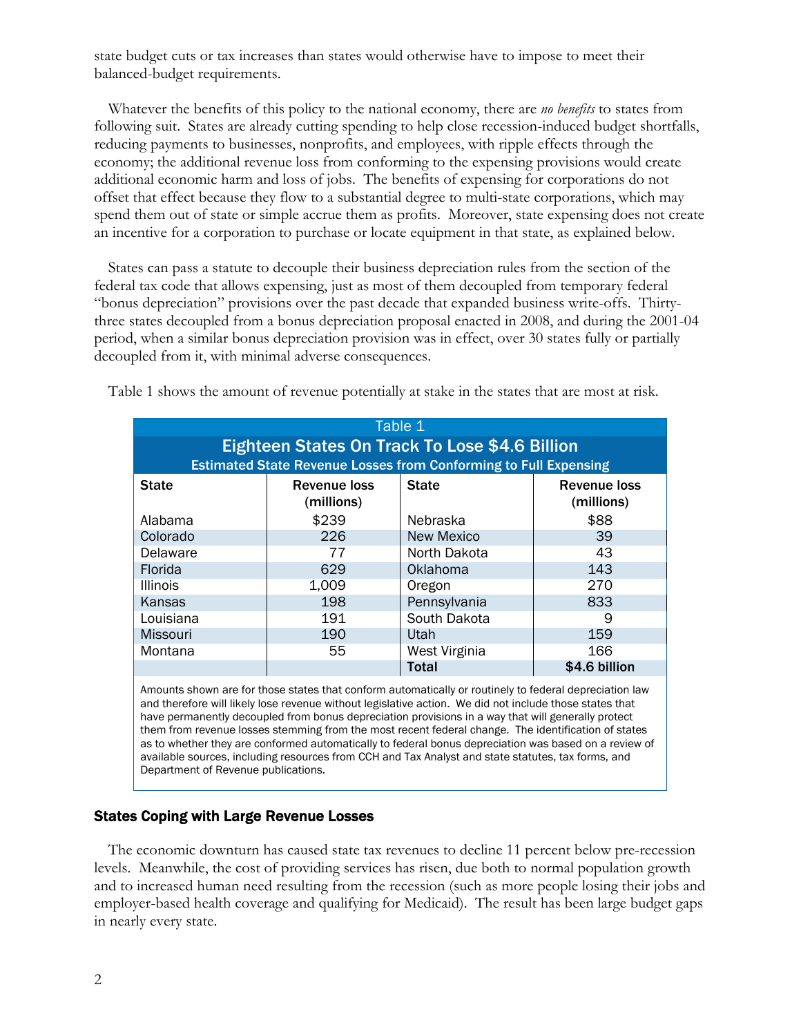state budget cuts or tax increases than states would otherwise have to impose to meet their balanced-budget requirements.

Whatever the benefits of this policy to the national economy, there are *no benefits* to states from following suit. States are already cutting spending to help close recession-induced budget shortfalls, reducing payments to businesses, nonprofits, and employees, with ripple effects through the economy; the additional revenue loss from conforming to the expensing provisions would create additional economic harm and loss of jobs. The benefits of expensing for corporations do not offset that effect because they flow to a substantial degree to multi-state corporations, which may spend them out of state or simple accrue them as profits. Moreover, state expensing does not create an incentive for a corporation to purchase or locate equipment in that state, as explained below.

States can pass a statute to decouple their business depreciation rules from the section of the federal tax code that allows expensing, just as most of them decoupled from temporary federal "bonus depreciation" provisions over the past decade that expanded business write-offs. Thirty-three states decoupled from a bonus depreciation proposal enacted in 2008, and during the 2001-04 period, when a similar bonus depreciation provision was in effect, over 30 states fully or partially decoupled from it, with minimal adverse consequences.

Table 1 shows the amount of revenue potentially at stake in the states that are most at risk.

Table 1

**Eighteen States On Track To Lose $4.6 Billion**

**Estimated State Revenue Losses from Conforming to Full Expensing**

| State | Revenue loss (millions) | State | Revenue loss (millions) |
|---|---|---|---|
| Alabama | $239 | Nebraska | $88 |
| Colorado | 226 | New Mexico | 39 |
| Delaware | 77 | North Dakota | 43 |
| Florida | 629 | Oklahoma | 143 |
| Illinois | 1,009 | Oregon | 270 |
| Kansas | 198 | Pennsylvania | 833 |
| Louisiana | 191 | South Dakota | 9 |
| Missouri | 190 | Utah | 159 |
| Montana | 55 | West Virginia | 166 |
| | | **Total** | **$4.6 billion** |

Amounts shown are for those states that conform automatically or routinely to federal depreciation law and therefore will likely lose revenue without legislative action. We did not include those states that have permanently decoupled from bonus depreciation provisions in a way that will generally protect them from revenue losses stemming from the most recent federal change. The identification of states as to whether they are conformed automatically to federal bonus depreciation was based on a review of available sources, including resources from CCH and Tax Analyst and state statutes, tax forms, and Department of Revenue publications.

### States Coping with Large Revenue Losses

The economic downturn has caused state tax revenues to decline 11 percent below pre-recession levels. Meanwhile, the cost of providing services has risen, due both to normal population growth and to increased human need resulting from the recession (such as more people losing their jobs and employer-based health coverage and qualifying for Medicaid). The result has been large budget gaps in nearly every state.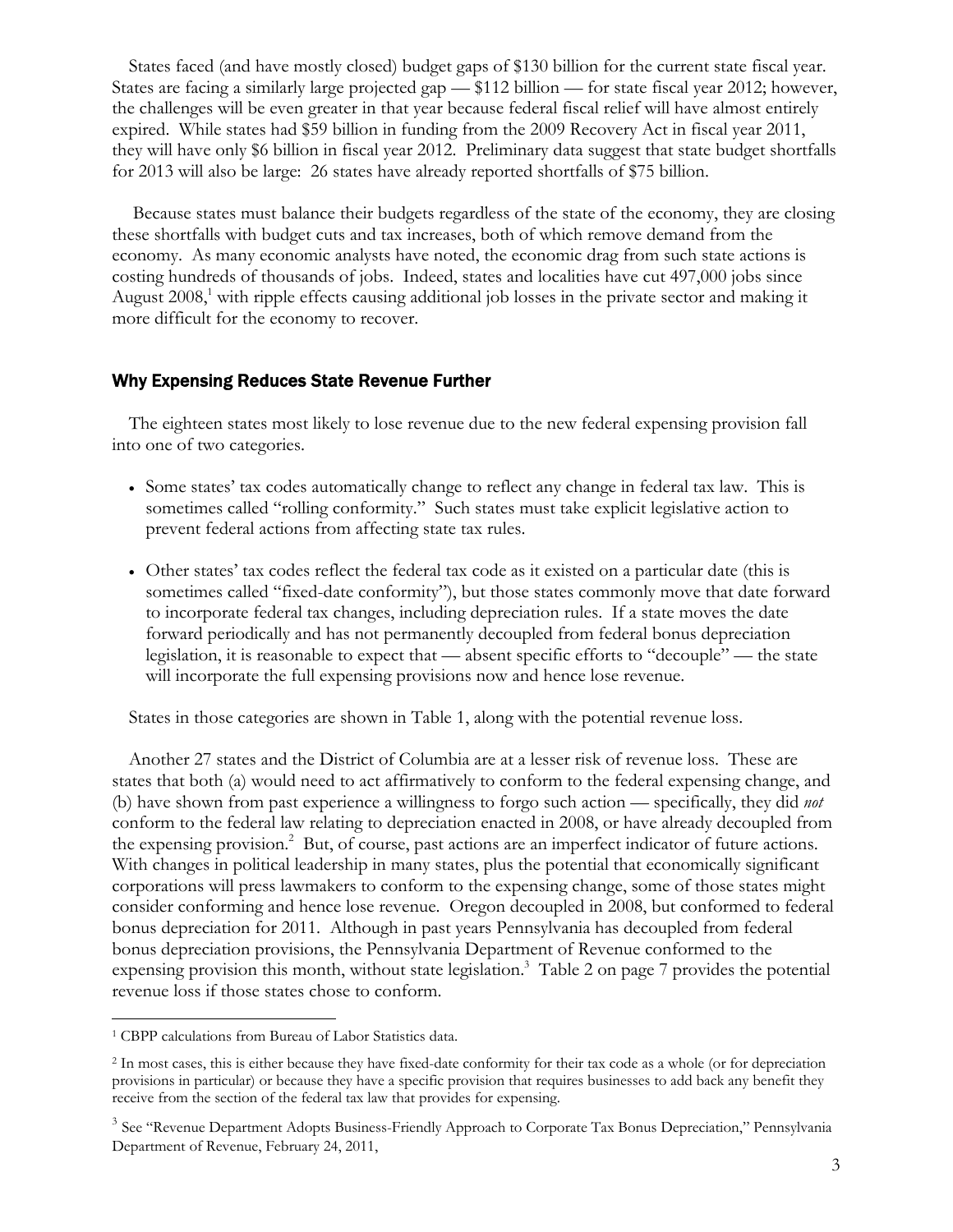States faced (and have mostly closed) budget gaps of $130 billion for the current state fiscal year. States are facing a similarly large projected gap — $112 billion — for state fiscal year 2012; however, the challenges will be even greater in that year because federal fiscal relief will have almost entirely expired. While states had $59 billion in funding from the 2009 Recovery Act in fiscal year 2011, they will have only $6 billion in fiscal year 2012. Preliminary data suggest that state budget shortfalls for 2013 will also be large: 26 states have already reported shortfalls of $75 billion.

Because states must balance their budgets regardless of the state of the economy, they are closing these shortfalls with budget cuts and tax increases, both of which remove demand from the economy. As many economic analysts have noted, the economic drag from such state actions is costing hundreds of thousands of jobs. Indeed, states and localities have cut 497,000 jobs since August 2008,[1] with ripple effects causing additional job losses in the private sector and making it more difficult for the economy to recover.

## Why Expensing Reduces State Revenue Further

The eighteen states most likely to lose revenue due to the new federal expensing provision fall into one of two categories.

- Some states' tax codes automatically change to reflect any change in federal tax law. This is sometimes called "rolling conformity." Such states must take explicit legislative action to prevent federal actions from affecting state tax rules.
- Other states' tax codes reflect the federal tax code as it existed on a particular date (this is sometimes called "fixed-date conformity"), but those states commonly move that date forward to incorporate federal tax changes, including depreciation rules. If a state moves the date forward periodically and has not permanently decoupled from federal bonus depreciation legislation, it is reasonable to expect that — absent specific efforts to "decouple" — the state will incorporate the full expensing provisions now and hence lose revenue.

States in those categories are shown in Table 1, along with the potential revenue loss.

Another 27 states and the District of Columbia are at a lesser risk of revenue loss. These are states that both (a) would need to act affirmatively to conform to the federal expensing change, and (b) have shown from past experience a willingness to forgo such action — specifically, they did *not* conform to the federal law relating to depreciation enacted in 2008, or have already decoupled from the expensing provision.[2] But, of course, past actions are an imperfect indicator of future actions. With changes in political leadership in many states, plus the potential that economically significant corporations will press lawmakers to conform to the expensing change, some of those states might consider conforming and hence lose revenue. Oregon decoupled in 2008, but conformed to federal bonus depreciation for 2011. Although in past years Pennsylvania has decoupled from federal bonus depreciation provisions, the Pennsylvania Department of Revenue conformed to the expensing provision this month, without state legislation.[3] Table 2 on page 7 provides the potential revenue loss if those states chose to conform.

---

[1] CBPP calculations from Bureau of Labor Statistics data.

[2] In most cases, this is either because they have fixed-date conformity for their tax code as a whole (or for depreciation provisions in particular) or because they have a specific provision that requires businesses to add back any benefit they receive from the section of the federal tax law that provides for expensing.

[3] See "Revenue Department Adopts Business-Friendly Approach to Corporate Tax Bonus Depreciation," Pennsylvania Department of Revenue, February 24, 2011,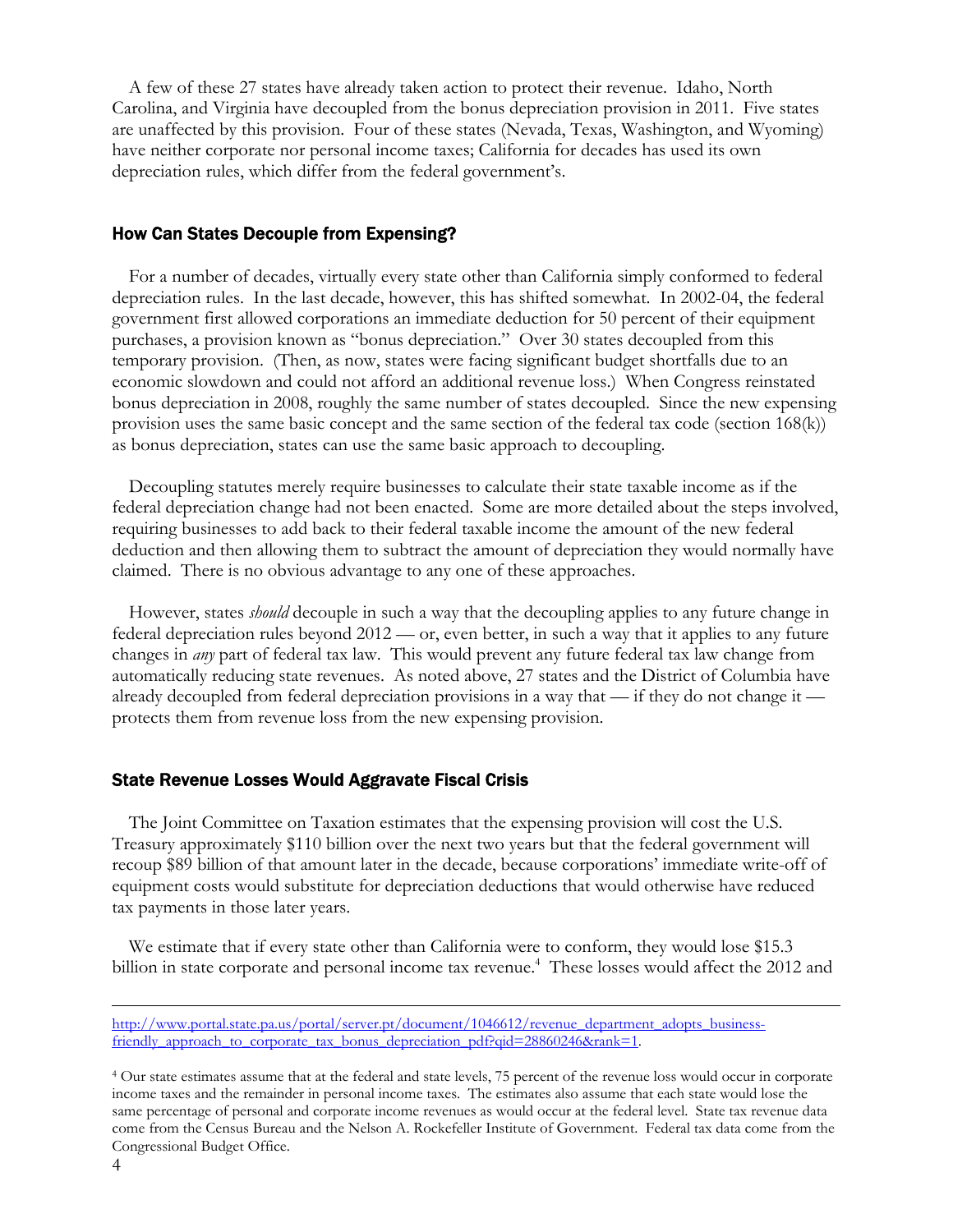A few of these 27 states have already taken action to protect their revenue. Idaho, North Carolina, and Virginia have decoupled from the bonus depreciation provision in 2011. Five states are unaffected by this provision. Four of these states (Nevada, Texas, Washington, and Wyoming) have neither corporate nor personal income taxes; California for decades has used its own depreciation rules, which differ from the federal government's.

## How Can States Decouple from Expensing?

For a number of decades, virtually every state other than California simply conformed to federal depreciation rules. In the last decade, however, this has shifted somewhat. In 2002-04, the federal government first allowed corporations an immediate deduction for 50 percent of their equipment purchases, a provision known as "bonus depreciation." Over 30 states decoupled from this temporary provision. (Then, as now, states were facing significant budget shortfalls due to an economic slowdown and could not afford an additional revenue loss.) When Congress reinstated bonus depreciation in 2008, roughly the same number of states decoupled. Since the new expensing provision uses the same basic concept and the same section of the federal tax code (section 168(k)) as bonus depreciation, states can use the same basic approach to decoupling.

Decoupling statutes merely require businesses to calculate their state taxable income as if the federal depreciation change had not been enacted. Some are more detailed about the steps involved, requiring businesses to add back to their federal taxable income the amount of the new federal deduction and then allowing them to subtract the amount of depreciation they would normally have claimed. There is no obvious advantage to any one of these approaches.

However, states *should* decouple in such a way that the decoupling applies to any future change in federal depreciation rules beyond 2012 — or, even better, in such a way that it applies to any future changes in *any* part of federal tax law. This would prevent any future federal tax law change from automatically reducing state revenues. As noted above, 27 states and the District of Columbia have already decoupled from federal depreciation provisions in a way that — if they do not change it — protects them from revenue loss from the new expensing provision.

## State Revenue Losses Would Aggravate Fiscal Crisis

The Joint Committee on Taxation estimates that the expensing provision will cost the U.S. Treasury approximately $110 billion over the next two years but that the federal government will recoup $89 billion of that amount later in the decade, because corporations' immediate write-off of equipment costs would substitute for depreciation deductions that would otherwise have reduced tax payments in those later years.

We estimate that if every state other than California were to conform, they would lose $15.3 billion in state corporate and personal income tax revenue.[4] These losses would affect the 2012 and

---

http://www.portal.state.pa.us/portal/server.pt/document/1046612/revenue_department_adopts_business-friendly_approach_to_corporate_tax_bonus_depreciation_pdf?qid=28860246&rank=1.

[4] Our state estimates assume that at the federal and state levels, 75 percent of the revenue loss would occur in corporate income taxes and the remainder in personal income taxes. The estimates also assume that each state would lose the same percentage of personal and corporate income revenues as would occur at the federal level. State tax revenue data come from the Census Bureau and the Nelson A. Rockefeller Institute of Government. Federal tax data come from the Congressional Budget Office.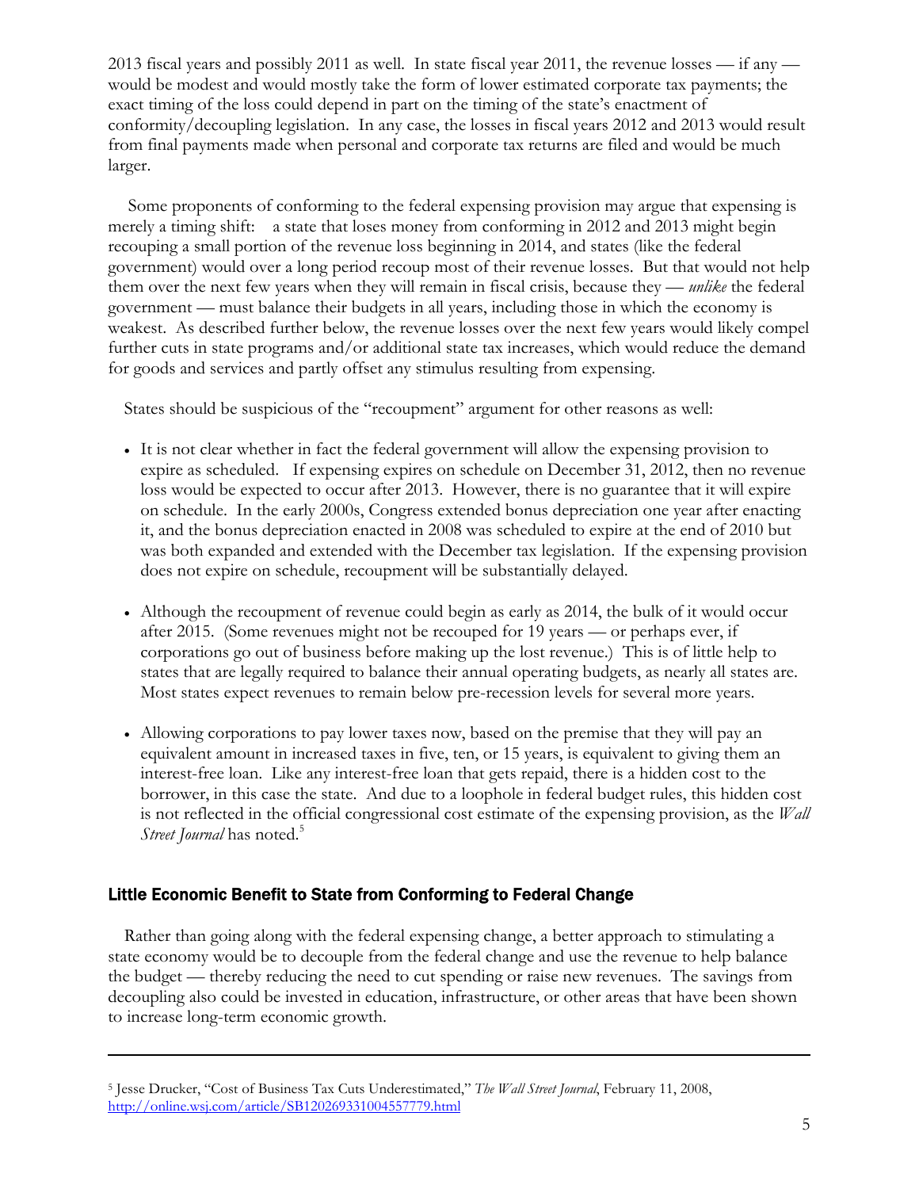2013 fiscal years and possibly 2011 as well. In state fiscal year 2011, the revenue losses — if any — would be modest and would mostly take the form of lower estimated corporate tax payments; the exact timing of the loss could depend in part on the timing of the state's enactment of conformity/decoupling legislation. In any case, the losses in fiscal years 2012 and 2013 would result from final payments made when personal and corporate tax returns are filed and would be much larger.

Some proponents of conforming to the federal expensing provision may argue that expensing is merely a timing shift: a state that loses money from conforming in 2012 and 2013 might begin recouping a small portion of the revenue loss beginning in 2014, and states (like the federal government) would over a long period recoup most of their revenue losses. But that would not help them over the next few years when they will remain in fiscal crisis, because they — *unlike* the federal government — must balance their budgets in all years, including those in which the economy is weakest. As described further below, the revenue losses over the next few years would likely compel further cuts in state programs and/or additional state tax increases, which would reduce the demand for goods and services and partly offset any stimulus resulting from expensing.

States should be suspicious of the "recoupment" argument for other reasons as well:

- It is not clear whether in fact the federal government will allow the expensing provision to expire as scheduled. If expensing expires on schedule on December 31, 2012, then no revenue loss would be expected to occur after 2013. However, there is no guarantee that it will expire on schedule. In the early 2000s, Congress extended bonus depreciation one year after enacting it, and the bonus depreciation enacted in 2008 was scheduled to expire at the end of 2010 but was both expanded and extended with the December tax legislation. If the expensing provision does not expire on schedule, recoupment will be substantially delayed.
- Although the recoupment of revenue could begin as early as 2014, the bulk of it would occur after 2015. (Some revenues might not be recouped for 19 years — or perhaps ever, if corporations go out of business before making up the lost revenue.) This is of little help to states that are legally required to balance their annual operating budgets, as nearly all states are. Most states expect revenues to remain below pre-recession levels for several more years.
- Allowing corporations to pay lower taxes now, based on the premise that they will pay an equivalent amount in increased taxes in five, ten, or 15 years, is equivalent to giving them an interest-free loan. Like any interest-free loan that gets repaid, there is a hidden cost to the borrower, in this case the state. And due to a loophole in federal budget rules, this hidden cost is not reflected in the official congressional cost estimate of the expensing provision, as the *Wall Street Journal* has noted.[5]

### Little Economic Benefit to State from Conforming to Federal Change

Rather than going along with the federal expensing change, a better approach to stimulating a state economy would be to decouple from the federal change and use the revenue to help balance the budget — thereby reducing the need to cut spending or raise new revenues. The savings from decoupling also could be invested in education, infrastructure, or other areas that have been shown to increase long-term economic growth.

---

[5] Jesse Drucker, "Cost of Business Tax Cuts Underestimated," *The Wall Street Journal*, February 11, 2008, http://online.wsj.com/article/SB120269331004557779.html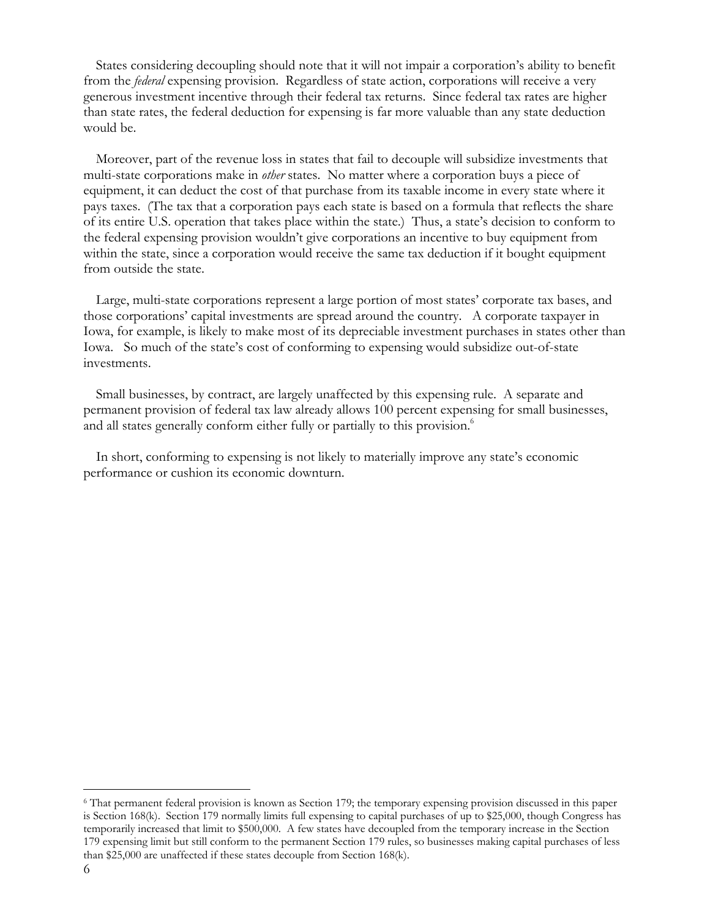States considering decoupling should note that it will not impair a corporation's ability to benefit from the *federal* expensing provision. Regardless of state action, corporations will receive a very generous investment incentive through their federal tax returns. Since federal tax rates are higher than state rates, the federal deduction for expensing is far more valuable than any state deduction would be.

Moreover, part of the revenue loss in states that fail to decouple will subsidize investments that multi-state corporations make in *other* states. No matter where a corporation buys a piece of equipment, it can deduct the cost of that purchase from its taxable income in every state where it pays taxes. (The tax that a corporation pays each state is based on a formula that reflects the share of its entire U.S. operation that takes place within the state.) Thus, a state's decision to conform to the federal expensing provision wouldn't give corporations an incentive to buy equipment from within the state, since a corporation would receive the same tax deduction if it bought equipment from outside the state.

Large, multi-state corporations represent a large portion of most states' corporate tax bases, and those corporations' capital investments are spread around the country. A corporate taxpayer in Iowa, for example, is likely to make most of its depreciable investment purchases in states other than Iowa. So much of the state's cost of conforming to expensing would subsidize out-of-state investments.

Small businesses, by contract, are largely unaffected by this expensing rule. A separate and permanent provision of federal tax law already allows 100 percent expensing for small businesses, and all states generally conform either fully or partially to this provision.[6]

In short, conforming to expensing is not likely to materially improve any state's economic performance or cushion its economic downturn.

[6] That permanent federal provision is known as Section 179; the temporary expensing provision discussed in this paper is Section 168(k). Section 179 normally limits full expensing to capital purchases of up to $25,000, though Congress has temporarily increased that limit to $500,000. A few states have decoupled from the temporary increase in the Section 179 expensing limit but still conform to the permanent Section 179 rules, so businesses making capital purchases of less than $25,000 are unaffected if these states decouple from Section 168(k).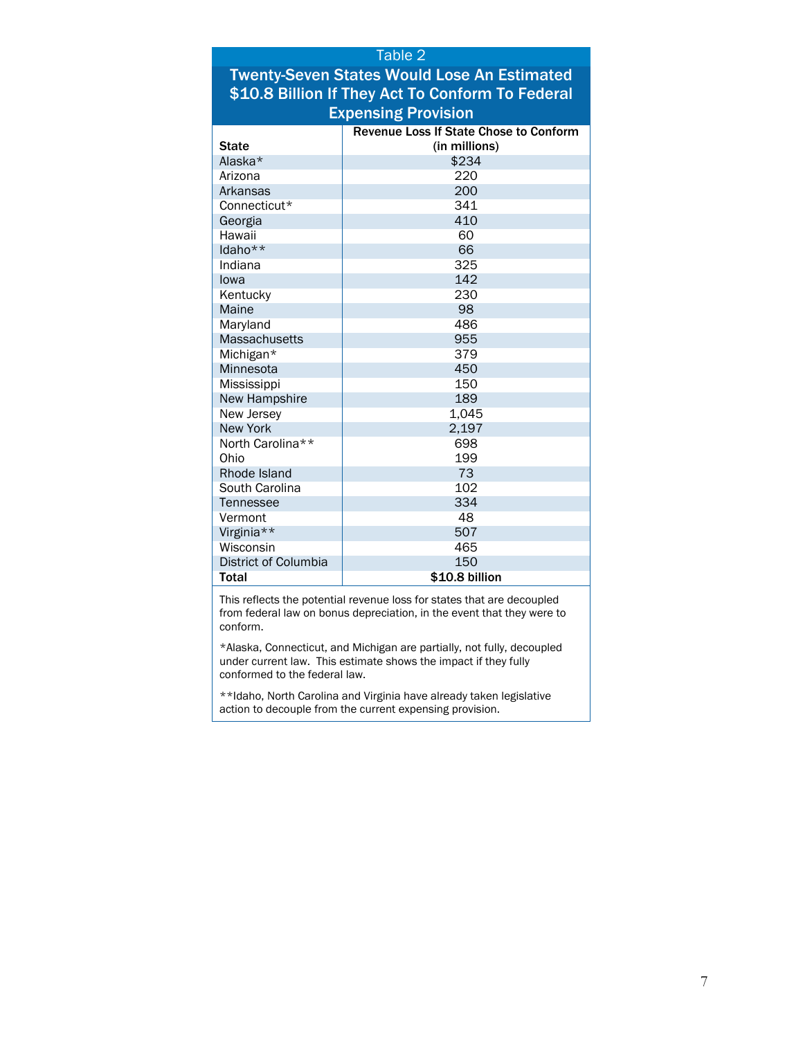Table 2

## Twenty-Seven States Would Lose An Estimated $10.8 Billion If They Act To Conform To Federal Expensing Provision

| State | Revenue Loss If State Chose to Conform (in millions) |
|---|---|
| Alaska* | $234 |
| Arizona | 220 |
| Arkansas | 200 |
| Connecticut* | 341 |
| Georgia | 410 |
| Hawaii | 60 |
| Idaho** | 66 |
| Indiana | 325 |
| Iowa | 142 |
| Kentucky | 230 |
| Maine | 98 |
| Maryland | 486 |
| Massachusetts | 955 |
| Michigan* | 379 |
| Minnesota | 450 |
| Mississippi | 150 |
| New Hampshire | 189 |
| New Jersey | 1,045 |
| New York | 2,197 |
| North Carolina** | 698 |
| Ohio | 199 |
| Rhode Island | 73 |
| South Carolina | 102 |
| Tennessee | 334 |
| Vermont | 48 |
| Virginia** | 507 |
| Wisconsin | 465 |
| District of Columbia | 150 |
| **Total** | **$10.8 billion** |

This reflects the potential revenue loss for states that are decoupled from federal law on bonus depreciation, in the event that they were to conform.

*Alaska, Connecticut, and Michigan are partially, not fully, decoupled under current law. This estimate shows the impact if they fully conformed to the federal law.

**Idaho, North Carolina and Virginia have already taken legislative action to decouple from the current expensing provision.